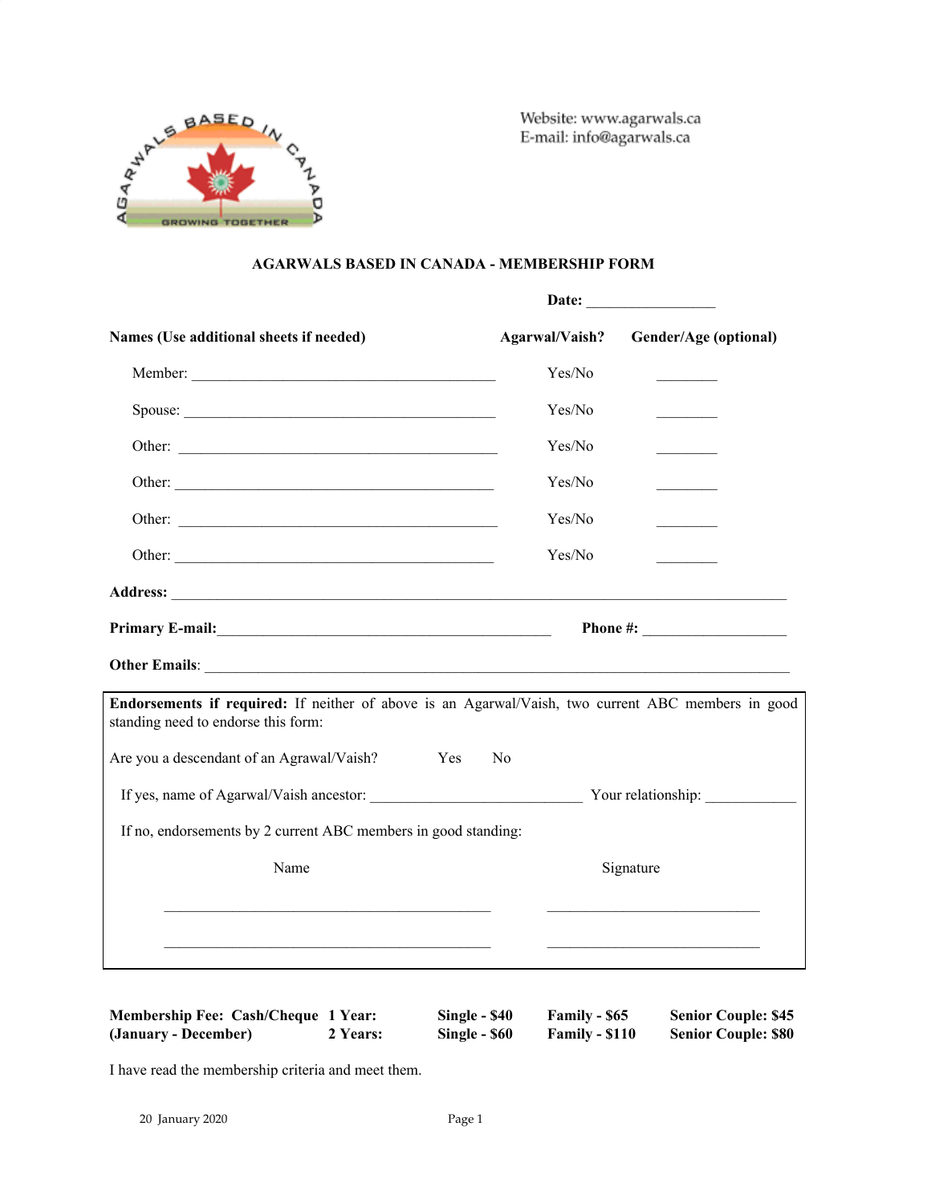Website: www.agarwals.ca
E-mail: info@agarwals.ca

## AGARWALS BASED IN CANADA - MEMBERSHIP FORM

**Date:** ________________

| **Names (Use additional sheets if needed)** | **Agarwal/Vaish?** | **Gender/Age (optional)** |
|---|---|---|
| Member: ____________________________________ | Yes/No | ________ |
| Spouse: ____________________________________ | Yes/No | ________ |
| Other: ____________________________________ | Yes/No | ________ |
| Other: ____________________________________ | Yes/No | ________ |
| Other: ____________________________________ | Yes/No | ________ |
| Other: ____________________________________ | Yes/No | ________ |

**Address:** ______________________________________________________________________________

**Primary E-mail:**____________________________________________ **Phone #:** ___________________

**Other Emails**: ___________________________________________________________________________

**Endorsements if required:** If neither of above is an Agarwal/Vaish, two current ABC members in good standing need to endorse this form:

Are you a descendant of an Agrawal/Vaish? Yes No

If yes, name of Agarwal/Vaish ancestor: ____________________________ Your relationship: ____________

If no, endorsements by 2 current ABC members in good standing:

| Name | Signature |
|---|---|
| ____________________________________________ | ____________________________ |
| ____________________________________________ | ____________________________ |

| **Membership Fee: Cash/Cheque** | **1 Year:** | **Single - $40** | **Family - $65** | **Senior Couple: $45** |
|---|---|---|---|---|
| **(January - December)** | **2 Years:** | **Single - $60** | **Family - $110** | **Senior Couple: $80** |

I have read the membership criteria and meet them.

20 January 2020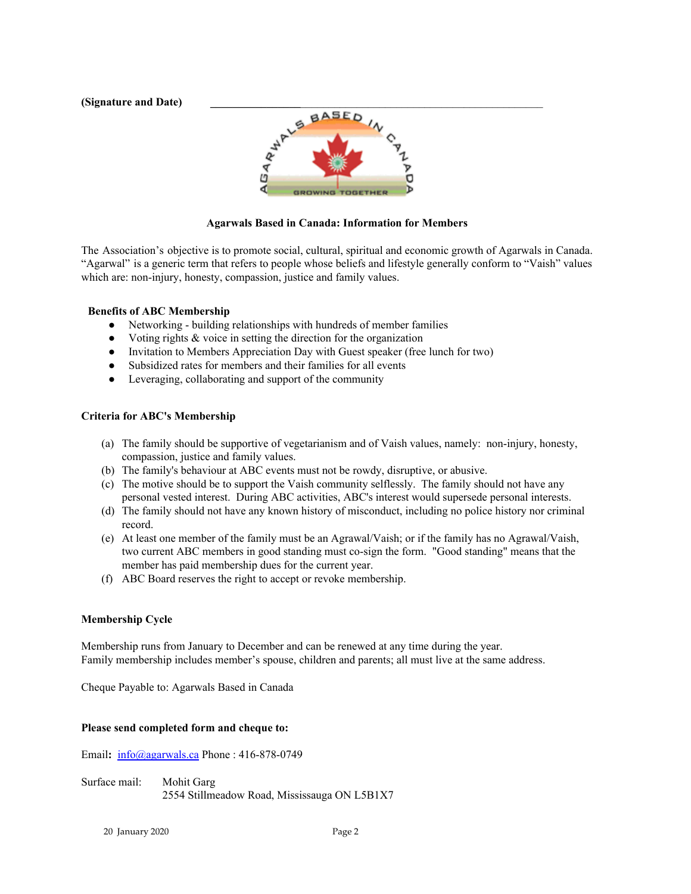**(Signature and Date)** ________________________________________________

**Agarwals Based in Canada: Information for Members**

The Association's objective is to promote social, cultural, spiritual and economic growth of Agarwals in Canada. "Agarwal" is a generic term that refers to people whose beliefs and lifestyle generally conform to "Vaish" values which are: non-injury, honesty, compassion, justice and family values.

**Benefits of ABC Membership**

- Networking - building relationships with hundreds of member families
- Voting rights & voice in setting the direction for the organization
- Invitation to Members Appreciation Day with Guest speaker (free lunch for two)
- Subsidized rates for members and their families for all events
- Leveraging, collaborating and support of the community

**Criteria for ABC's Membership**

(a) The family should be supportive of vegetarianism and of Vaish values, namely: non-injury, honesty, compassion, justice and family values.
(b) The family's behaviour at ABC events must not be rowdy, disruptive, or abusive.
(c) The motive should be to support the Vaish community selflessly. The family should not have any personal vested interest. During ABC activities, ABC's interest would supersede personal interests.
(d) The family should not have any known history of misconduct, including no police history nor criminal record.
(e) At least one member of the family must be an Agrawal/Vaish; or if the family has no Agrawal/Vaish, two current ABC members in good standing must co-sign the form. "Good standing" means that the member has paid membership dues for the current year.
(f) ABC Board reserves the right to accept or revoke membership.

**Membership Cycle**

Membership runs from January to December and can be renewed at any time during the year.
Family membership includes member's spouse, children and parents; all must live at the same address.

Cheque Payable to: Agarwals Based in Canada

**Please send completed form and cheque to:**

**Email:** info@agarwals.ca Phone : 416-878-0749

Surface mail: Mohit Garg
2554 Stillmeadow Road, Mississauga ON L5B1X7

20 January 2020